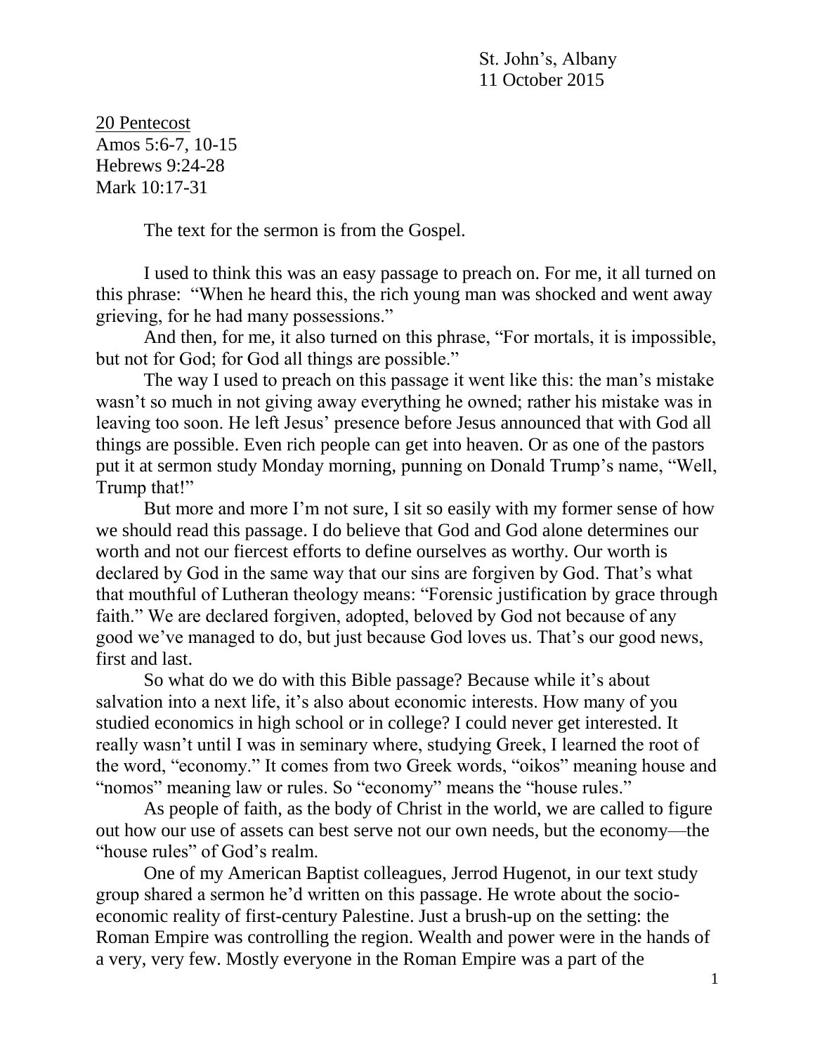St. John's, Albany
11 October 2015

<u>20 Pentecost</u>
Amos 5:6-7, 10-15
Hebrews 9:24-28
Mark 10:17-31

The text for the sermon is from the Gospel.

I used to think this was an easy passage to preach on. For me, it all turned on this phrase: "When he heard this, the rich young man was shocked and went away grieving, for he had many possessions."

And then, for me, it also turned on this phrase, "For mortals, it is impossible, but not for God; for God all things are possible."

The way I used to preach on this passage it went like this: the man's mistake wasn't so much in not giving away everything he owned; rather his mistake was in leaving too soon. He left Jesus' presence before Jesus announced that with God all things are possible. Even rich people can get into heaven. Or as one of the pastors put it at sermon study Monday morning, punning on Donald Trump's name, "Well, Trump that!"

But more and more I'm not sure, I sit so easily with my former sense of how we should read this passage. I do believe that God and God alone determines our worth and not our fiercest efforts to define ourselves as worthy. Our worth is declared by God in the same way that our sins are forgiven by God. That's what that mouthful of Lutheran theology means: "Forensic justification by grace through faith." We are declared forgiven, adopted, beloved by God not because of any good we've managed to do, but just because God loves us. That's our good news, first and last.

So what do we do with this Bible passage? Because while it's about salvation into a next life, it's also about economic interests. How many of you studied economics in high school or in college? I could never get interested. It really wasn't until I was in seminary where, studying Greek, I learned the root of the word, "economy." It comes from two Greek words, "oikos" meaning house and "nomos" meaning law or rules. So "economy" means the "house rules."

As people of faith, as the body of Christ in the world, we are called to figure out how our use of assets can best serve not our own needs, but the economy—the "house rules" of God's realm.

One of my American Baptist colleagues, Jerrod Hugenot, in our text study group shared a sermon he'd written on this passage. He wrote about the socio-economic reality of first-century Palestine. Just a brush-up on the setting: the Roman Empire was controlling the region. Wealth and power were in the hands of a very, very few. Mostly everyone in the Roman Empire was a part of the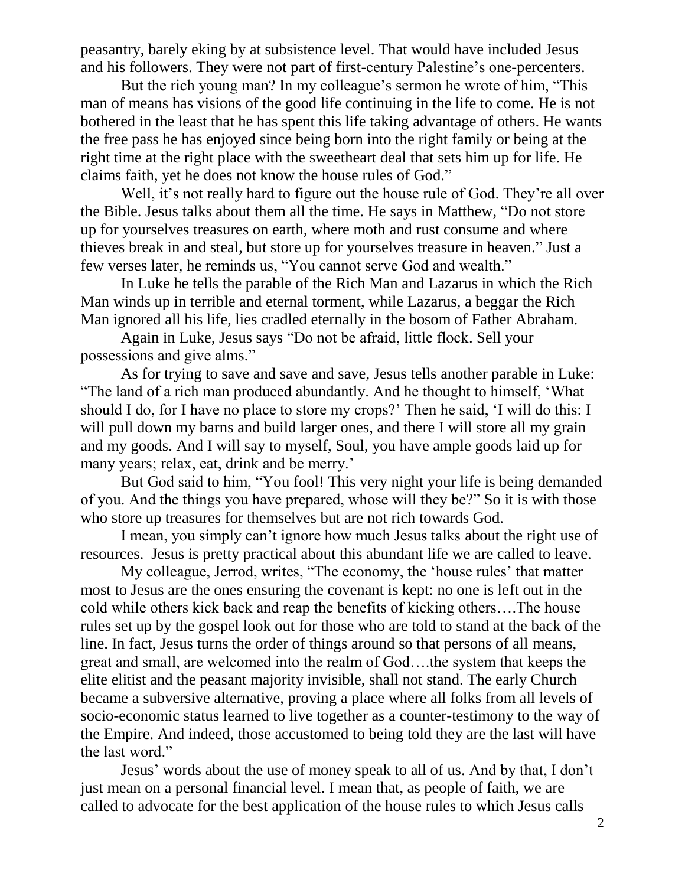peasantry, barely eking by at subsistence level. That would have included Jesus and his followers. They were not part of first-century Palestine's one-percenters.

But the rich young man? In my colleague's sermon he wrote of him, "This man of means has visions of the good life continuing in the life to come. He is not bothered in the least that he has spent this life taking advantage of others. He wants the free pass he has enjoyed since being born into the right family or being at the right time at the right place with the sweetheart deal that sets him up for life. He claims faith, yet he does not know the house rules of God."

Well, it's not really hard to figure out the house rule of God. They're all over the Bible. Jesus talks about them all the time. He says in Matthew, "Do not store up for yourselves treasures on earth, where moth and rust consume and where thieves break in and steal, but store up for yourselves treasure in heaven." Just a few verses later, he reminds us, "You cannot serve God and wealth."

In Luke he tells the parable of the Rich Man and Lazarus in which the Rich Man winds up in terrible and eternal torment, while Lazarus, a beggar the Rich Man ignored all his life, lies cradled eternally in the bosom of Father Abraham.

Again in Luke, Jesus says "Do not be afraid, little flock. Sell your possessions and give alms."

As for trying to save and save and save, Jesus tells another parable in Luke: "The land of a rich man produced abundantly. And he thought to himself, 'What should I do, for I have no place to store my crops?' Then he said, 'I will do this: I will pull down my barns and build larger ones, and there I will store all my grain and my goods. And I will say to myself, Soul, you have ample goods laid up for many years; relax, eat, drink and be merry.'

But God said to him, "You fool! This very night your life is being demanded of you. And the things you have prepared, whose will they be?" So it is with those who store up treasures for themselves but are not rich towards God.

I mean, you simply can't ignore how much Jesus talks about the right use of resources. Jesus is pretty practical about this abundant life we are called to leave.

My colleague, Jerrod, writes, "The economy, the 'house rules' that matter most to Jesus are the ones ensuring the covenant is kept: no one is left out in the cold while others kick back and reap the benefits of kicking others….The house rules set up by the gospel look out for those who are told to stand at the back of the line. In fact, Jesus turns the order of things around so that persons of all means, great and small, are welcomed into the realm of God….the system that keeps the elite elitist and the peasant majority invisible, shall not stand. The early Church became a subversive alternative, proving a place where all folks from all levels of socio-economic status learned to live together as a counter-testimony to the way of the Empire. And indeed, those accustomed to being told they are the last will have the last word."

Jesus' words about the use of money speak to all of us. And by that, I don't just mean on a personal financial level. I mean that, as people of faith, we are called to advocate for the best application of the house rules to which Jesus calls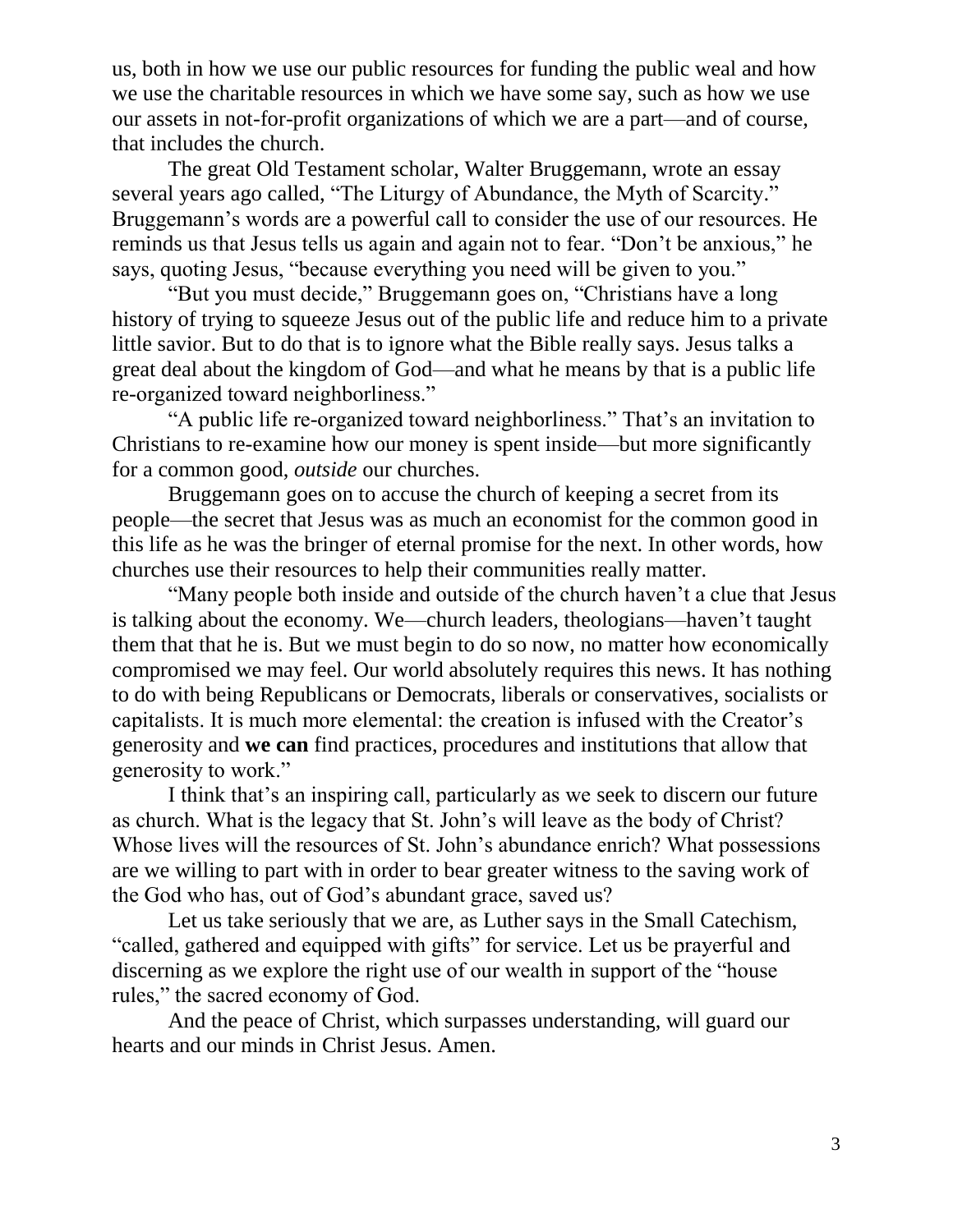us, both in how we use our public resources for funding the public weal and how we use the charitable resources in which we have some say, such as how we use our assets in not-for-profit organizations of which we are a part—and of course, that includes the church.

The great Old Testament scholar, Walter Bruggemann, wrote an essay several years ago called, "The Liturgy of Abundance, the Myth of Scarcity." Bruggemann's words are a powerful call to consider the use of our resources. He reminds us that Jesus tells us again and again not to fear. "Don't be anxious," he says, quoting Jesus, "because everything you need will be given to you."

"But you must decide," Bruggemann goes on, "Christians have a long history of trying to squeeze Jesus out of the public life and reduce him to a private little savior. But to do that is to ignore what the Bible really says. Jesus talks a great deal about the kingdom of God—and what he means by that is a public life re-organized toward neighborliness."

"A public life re-organized toward neighborliness." That's an invitation to Christians to re-examine how our money is spent inside—but more significantly for a common good, *outside* our churches.

Bruggemann goes on to accuse the church of keeping a secret from its people—the secret that Jesus was as much an economist for the common good in this life as he was the bringer of eternal promise for the next. In other words, how churches use their resources to help their communities really matter.

"Many people both inside and outside of the church haven't a clue that Jesus is talking about the economy. We—church leaders, theologians—haven't taught them that that he is. But we must begin to do so now, no matter how economically compromised we may feel. Our world absolutely requires this news. It has nothing to do with being Republicans or Democrats, liberals or conservatives, socialists or capitalists. It is much more elemental: the creation is infused with the Creator's generosity and **we can** find practices, procedures and institutions that allow that generosity to work."

I think that's an inspiring call, particularly as we seek to discern our future as church. What is the legacy that St. John's will leave as the body of Christ? Whose lives will the resources of St. John's abundance enrich? What possessions are we willing to part with in order to bear greater witness to the saving work of the God who has, out of God's abundant grace, saved us?

Let us take seriously that we are, as Luther says in the Small Catechism, "called, gathered and equipped with gifts" for service. Let us be prayerful and discerning as we explore the right use of our wealth in support of the "house rules," the sacred economy of God.

And the peace of Christ, which surpasses understanding, will guard our hearts and our minds in Christ Jesus. Amen.